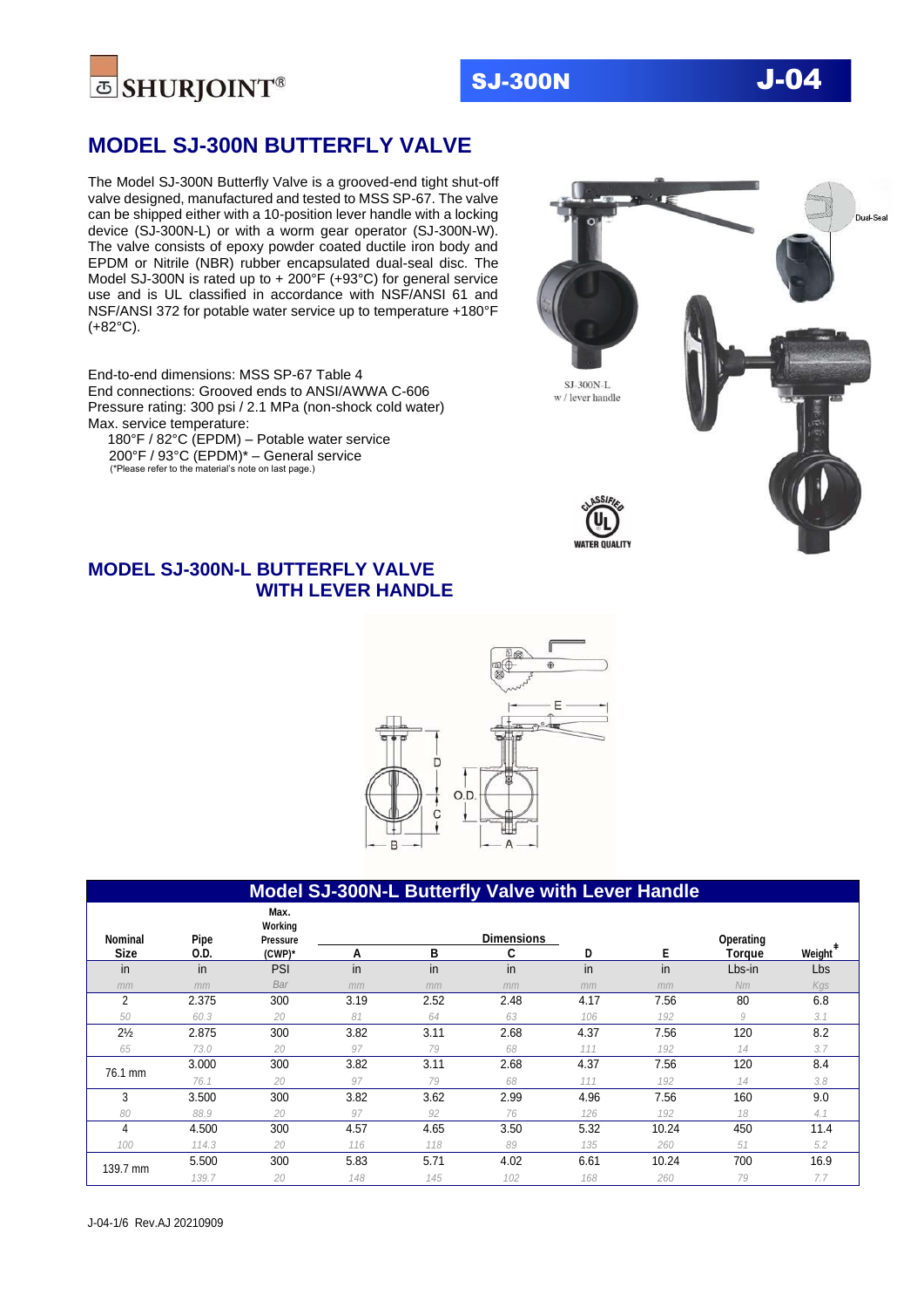# MODEL SJ-300N BUTTERFLY VALVE

The Model SJ-300N Butterfly Valve is a grooved-end tight shut-off valve designed, manufactured and tested to MSS SP-67. The valve can be shipped either with a 10-position lever handle with a locking device (SJ-300N-L) or with a worm gear operator (SJ-300N-W). The valve consists of epoxy powder coated ductile iron body and EPDM or Nitrile (NBR) rubber encapsulated dual-seal disc. The Model SJ-300N is rated up to + 200°F (+93°C) for general service use and is UL classified in accordance with NSF/ANSI 61 and NSF/ANSI 372 for potable water service up to temperature +180°F (+82°C).

End-to-end dimensions: MSS SP-67 Table 4
End connections: Grooved ends to ANSI/AWWA C-606
Pressure rating: 300 psi / 2.1 MPa (non-shock cold water)
Max. service temperature:
180°F / 82°C (EPDM) – Potable water service
200°F / 93°C (EPDM)* – General service
(*Please refer to the material's note on last page.)

SJ-300N-L
w / lever handle

Dual-Seal

## MODEL SJ-300N-L BUTTERFLY VALVE WITH LEVER HANDLE

**Model SJ-300N-L Butterfly Valve with Lever Handle**

| Nominal Size | Pipe O.D. | Max. Working Pressure (CWP)* | Dimensions A | B | C | D | E | Operating Torque | Weight‡ |
|---|---|---|---|---|---|---|---|---|---|
| in | in | PSI | in | in | in | in | in | Lbs-in | Lbs |
| mm | mm | Bar | mm | mm | mm | mm | mm | Nm | Kgs |
| 2 | 2.375 | 300 | 3.19 | 2.52 | 2.48 | 4.17 | 7.56 | 80 | 6.8 |
| 50 | 60.3 | 20 | 81 | 64 | 63 | 106 | 192 | 9 | 3.1 |
| 2½ | 2.875 | 300 | 3.82 | 3.11 | 2.68 | 4.37 | 7.56 | 120 | 8.2 |
| 65 | 73.0 | 20 | 97 | 79 | 68 | 111 | 192 | 14 | 3.7 |
| 76.1 mm | 3.000 | 300 | 3.82 | 3.11 | 2.68 | 4.37 | 7.56 | 120 | 8.4 |
| | 76.1 | 20 | 97 | 79 | 68 | 111 | 192 | 14 | 3.8 |
| 3 | 3.500 | 300 | 3.82 | 3.62 | 2.99 | 4.96 | 7.56 | 160 | 9.0 |
| 80 | 88.9 | 20 | 97 | 92 | 76 | 126 | 192 | 18 | 4.1 |
| 4 | 4.500 | 300 | 4.57 | 4.65 | 3.50 | 5.32 | 10.24 | 450 | 11.4 |
| 100 | 114.3 | 20 | 116 | 118 | 89 | 135 | 260 | 51 | 5.2 |
| 139.7 mm | 5.500 | 300 | 5.83 | 5.71 | 4.02 | 6.61 | 10.24 | 700 | 16.9 |
| | 139.7 | 20 | 148 | 145 | 102 | 168 | 260 | 79 | 7.7 |

J-04-1/6 Rev.AJ 20210909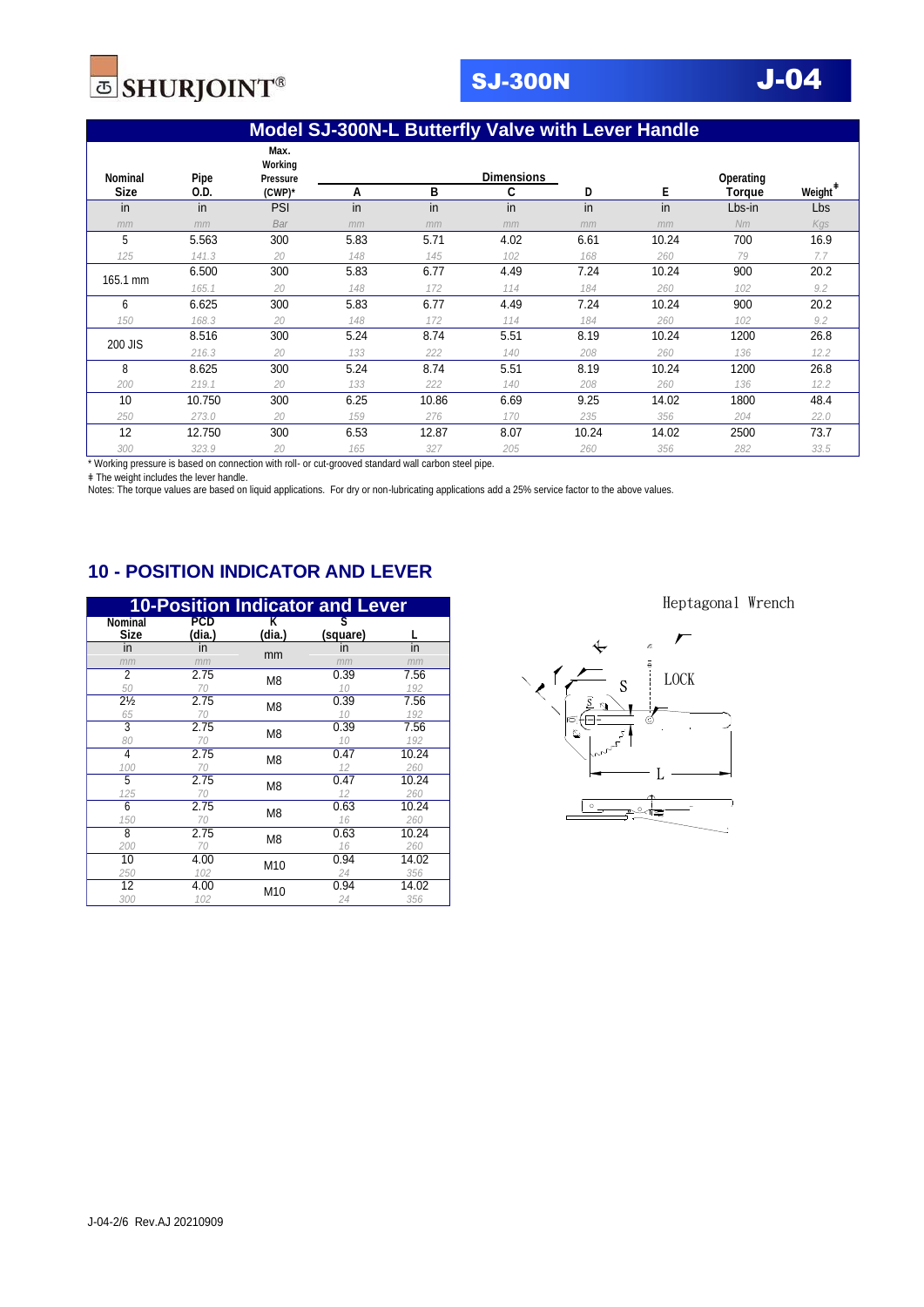SHURJOINT® SJ-300N J-04

## Model SJ-300N-L Butterfly Valve with Lever Handle

| Nominal Size | Pipe O.D. | Max. Working Pressure (CWP)* | Dimensions A | B | C | D | E | Operating Torque | Weight ǂ |
|---|---|---|---|---|---|---|---|---|---|
| in | in | PSI | in | in | in | in | in | Lbs-in | Lbs |
| *mm* | *mm* | *Bar* | *mm* | *mm* | *mm* | *mm* | *mm* | *Nm* | *Kgs* |
| 5 | 5.563 | 300 | 5.83 | 5.71 | 4.02 | 6.61 | 10.24 | 700 | 16.9 |
| *125* | *141.3* | *20* | *148* | *145* | *102* | *168* | *260* | *79* | *7.7* |
| 165.1 mm | 6.500 | 300 | 5.83 | 6.77 | 4.49 | 7.24 | 10.24 | 900 | 20.2 |
| | *165.1* | *20* | *148* | *172* | *114* | *184* | *260* | *102* | *9.2* |
| 6 | 6.625 | 300 | 5.83 | 6.77 | 4.49 | 7.24 | 10.24 | 900 | 20.2 |
| *150* | *168.3* | *20* | *148* | *172* | *114* | *184* | *260* | *102* | *9.2* |
| 200 JIS | 8.516 | 300 | 5.24 | 8.74 | 5.51 | 8.19 | 10.24 | 1200 | 26.8 |
| | *216.3* | *20* | *133* | *222* | *140* | *208* | *260* | *136* | *12.2* |
| 8 | 8.625 | 300 | 5.24 | 8.74 | 5.51 | 8.19 | 10.24 | 1200 | 26.8 |
| *200* | *219.1* | *20* | *133* | *222* | *140* | *208* | *260* | *136* | *12.2* |
| 10 | 10.750 | 300 | 6.25 | 10.86 | 6.69 | 9.25 | 14.02 | 1800 | 48.4 |
| *250* | *273.0* | *20* | *159* | *276* | *170* | *235* | *356* | *204* | *22.0* |
| 12 | 12.750 | 300 | 6.53 | 12.87 | 8.07 | 10.24 | 14.02 | 2500 | 73.7 |
| *300* | *323.9* | *20* | *165* | *327* | *205* | *260* | *356* | *282* | *33.5* |

\* Working pressure is based on connection with roll- or cut-grooved standard wall carbon steel pipe.

ǂ The weight includes the lever handle.

Notes: The torque values are based on liquid applications. For dry or non-lubricating applications add a 25% service factor to the above values.

## 10 - POSITION INDICATOR AND LEVER

**10-Position Indicator and Lever**

| Nominal Size | PCD (dia.) | K (dia.) | S (square) | L |
|---|---|---|---|---|
| in | in | mm | in | in |
| *mm* | *mm* | | *mm* | *mm* |
| 2 | 2.75 | M8 | 0.39 | 7.56 |
| *50* | *70* | | *10* | *192* |
| 2½ | 2.75 | M8 | 0.39 | 7.56 |
| *65* | *70* | | *10* | *192* |
| 3 | 2.75 | M8 | 0.39 | 7.56 |
| *80* | *70* | | *10* | *192* |
| 4 | 2.75 | M8 | 0.47 | 10.24 |
| *100* | *70* | | *12* | *260* |
| 5 | 2.75 | M8 | 0.47 | 10.24 |
| *125* | *70* | | *12* | *260* |
| 6 | 2.75 | M8 | 0.63 | 10.24 |
| *150* | *70* | | *16* | *260* |
| 8 | 2.75 | M8 | 0.63 | 10.24 |
| *200* | *70* | | *16* | *260* |
| 10 | 4.00 | M10 | 0.94 | 14.02 |
| *250* | *102* | | *24* | *356* |
| 12 | 4.00 | M10 | 0.94 | 14.02 |
| *300* | *102* | | *24* | *356* |

Heptagonal Wrench

LOCK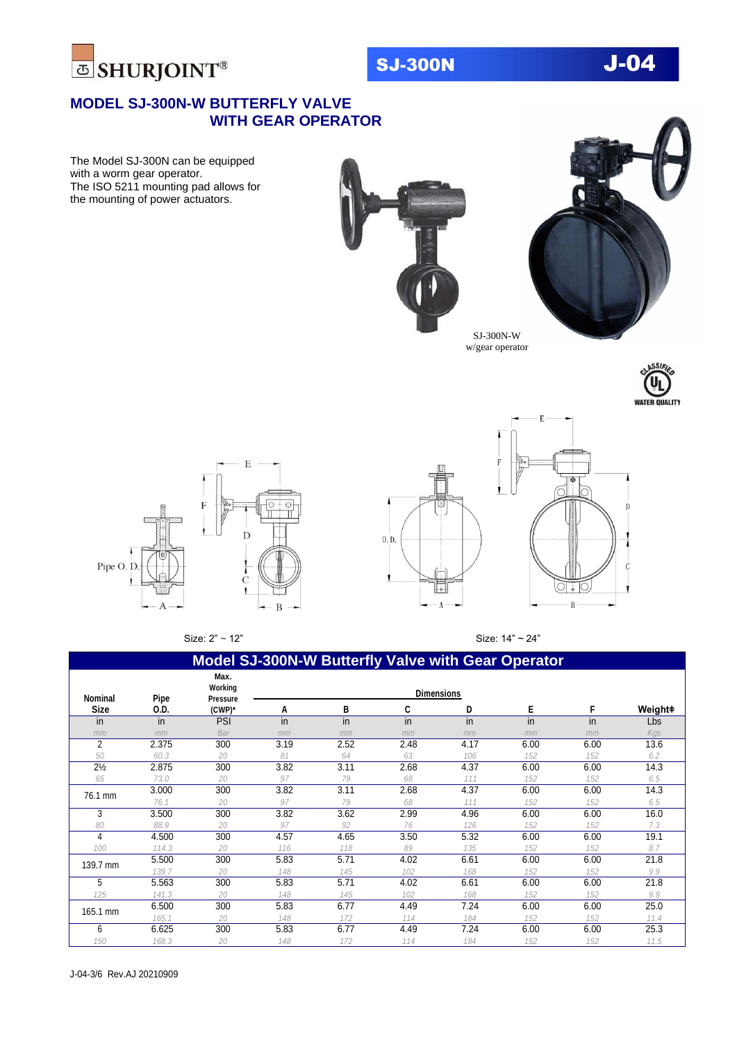# MODEL SJ-300N-W BUTTERFLY VALVE WITH GEAR OPERATOR

The Model SJ-300N can be equipped with a worm gear operator.
The ISO 5211 mounting pad allows for the mounting of power actuators.

SJ-300N-W
w/gear operator

Size: 2" ~ 12"

Size: 14" ~ 24"

## Model SJ-300N-W Butterfly Valve with Gear Operator

| Nominal Size | Pipe O.D. | Max. Working Pressure (CWP)* | Dimensions A | B | C | D | E | F | Weight‡ |
|---|---|---|---|---|---|---|---|---|---|
| in | in | PSI | in | in | in | in | in | in | Lbs |
| mm | mm | Bar | mm | mm | mm | mm | mm | mm | Kgs |
| 2 | 2.375 | 300 | 3.19 | 2.52 | 2.48 | 4.17 | 6.00 | 6.00 | 13.6 |
| 50 | 60.3 | 20 | 81 | 64 | 63 | 106 | 152 | 152 | 6.2 |
| 2½ | 2.875 | 300 | 3.82 | 3.11 | 2.68 | 4.37 | 6.00 | 6.00 | 14.3 |
| 65 | 73.0 | 20 | 97 | 79 | 68 | 111 | 152 | 152 | 6.5 |
| 76.1 mm | 3.000 | 300 | 3.82 | 3.11 | 2.68 | 4.37 | 6.00 | 6.00 | 14.3 |
| | 76.1 | 20 | 97 | 79 | 68 | 111 | 152 | 152 | 6.5 |
| 3 | 3.500 | 300 | 3.82 | 3.62 | 2.99 | 4.96 | 6.00 | 6.00 | 16.0 |
| 80 | 88.9 | 20 | 97 | 92 | 76 | 126 | 152 | 152 | 7.3 |
| 4 | 4.500 | 300 | 4.57 | 4.65 | 3.50 | 5.32 | 6.00 | 6.00 | 19.1 |
| 100 | 114.3 | 20 | 116 | 118 | 89 | 135 | 152 | 152 | 8.7 |
| 139.7 mm | 5.500 | 300 | 5.83 | 5.71 | 4.02 | 6.61 | 6.00 | 6.00 | 21.8 |
| | 139.7 | 20 | 148 | 145 | 102 | 168 | 152 | 152 | 9.9 |
| 5 | 5.563 | 300 | 5.83 | 5.71 | 4.02 | 6.61 | 6.00 | 6.00 | 21.8 |
| 125 | 141.3 | 20 | 148 | 145 | 102 | 168 | 152 | 152 | 9.9 |
| 165.1 mm | 6.500 | 300 | 5.83 | 6.77 | 4.49 | 7.24 | 6.00 | 6.00 | 25.0 |
| | 165.1 | 20 | 148 | 172 | 114 | 184 | 152 | 152 | 11.4 |
| 6 | 6.625 | 300 | 5.83 | 6.77 | 4.49 | 7.24 | 6.00 | 6.00 | 25.3 |
| 150 | 168.3 | 20 | 148 | 172 | 114 | 184 | 152 | 152 | 11.5 |

J-04-3/6 Rev.AJ 20210909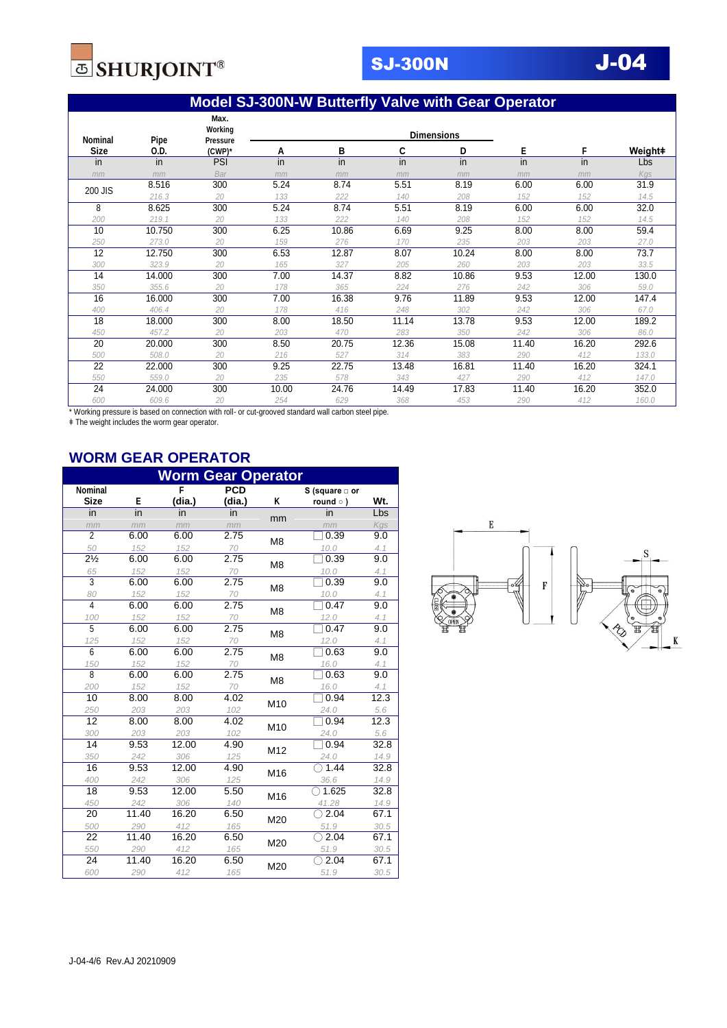## Model SJ-300N-W Butterfly Valve with Gear Operator

| Nominal Size | Pipe O.D. | Max. Working Pressure (CWP)* | Dimensions A | B | C | D | E | F | Weight‡ |
|---|---|---|---|---|---|---|---|---|---|
| in | in | PSI | in | in | in | in | in | in | Lbs |
| *mm* | *mm* | *Bar* | *mm* | *mm* | *mm* | *mm* | *mm* | *mm* | *Kgs* |
| 200 JIS | 8.516 | 300 | 5.24 | 8.74 | 5.51 | 8.19 | 6.00 | 6.00 | 31.9 |
| | *216.3* | *20* | *133* | *222* | *140* | *208* | *152* | *152* | *14.5* |
| 8 | 8.625 | 300 | 5.24 | 8.74 | 5.51 | 8.19 | 6.00 | 6.00 | 32.0 |
| *200* | *219.1* | *20* | *133* | *222* | *140* | *208* | *152* | *152* | *14.5* |
| 10 | 10.750 | 300 | 6.25 | 10.86 | 6.69 | 9.25 | 8.00 | 8.00 | 59.4 |
| *250* | *273.0* | *20* | *159* | *276* | *170* | *235* | *203* | *203* | *27.0* |
| 12 | 12.750 | 300 | 6.53 | 12.87 | 8.07 | 10.24 | 8.00 | 8.00 | 73.7 |
| *300* | *323.9* | *20* | *165* | *327* | *205* | *260* | *203* | *203* | *33.5* |
| 14 | 14.000 | 300 | 7.00 | 14.37 | 8.82 | 10.86 | 9.53 | 12.00 | 130.0 |
| *350* | *355.6* | *20* | *178* | *365* | *224* | *276* | *242* | *306* | *59.0* |
| 16 | 16.000 | 300 | 7.00 | 16.38 | 9.76 | 11.89 | 9.53 | 12.00 | 147.4 |
| *400* | *406.4* | *20* | *178* | *416* | *248* | *302* | *242* | *306* | *67.0* |
| 18 | 18.000 | 300 | 8.00 | 18.50 | 11.14 | 13.78 | 9.53 | 12.00 | 189.2 |
| *450* | *457.2* | *20* | *203* | *470* | *283* | *350* | *242* | *306* | *86.0* |
| 20 | 20.000 | 300 | 8.50 | 20.75 | 12.36 | 15.08 | 11.40 | 16.20 | 292.6 |
| *500* | *508.0* | *20* | *216* | *527* | *314* | *383* | *290* | *412* | *133.0* |
| 22 | 22.000 | 300 | 9.25 | 22.75 | 13.48 | 16.81 | 11.40 | 16.20 | 324.1 |
| *550* | *559.0* | *20* | *235* | *578* | *343* | *427* | *290* | *412* | *147.0* |
| 24 | 24.000 | 300 | 10.00 | 24.76 | 14.49 | 17.83 | 11.40 | 16.20 | 352.0 |
| *600* | *609.6* | *20* | *254* | *629* | *368* | *453* | *290* | *412* | *160.0* |

\* Working pressure is based on connection with roll- or cut-grooved standard wall carbon steel pipe.

‡ The weight includes the worm gear operator.

## WORM GEAR OPERATOR

| Nominal Size | E | F (dia.) | PCD (dia.) | K | S (square □ or round ○) | Wt. |
|---|---|---|---|---|---|---|
| in | in | in | in | mm | in | Lbs |
| *mm* | *mm* | *mm* | *mm* | | *mm* | *Kgs* |
| 2 | 6.00 | 6.00 | 2.75 | M8 | □ 0.39 | 9.0 |
| *50* | *152* | *152* | *70* | | *10.0* | *4.1* |
| 2½ | 6.00 | 6.00 | 2.75 | M8 | □ 0.39 | 9.0 |
| *65* | *152* | *152* | *70* | | *10.0* | *4.1* |
| 3 | 6.00 | 6.00 | 2.75 | M8 | □ 0.39 | 9.0 |
| *80* | *152* | *152* | *70* | | *10.0* | *4.1* |
| 4 | 6.00 | 6.00 | 2.75 | M8 | □ 0.47 | 9.0 |
| *100* | *152* | *152* | *70* | | *12.0* | *4.1* |
| 5 | 6.00 | 6.00 | 2.75 | M8 | □ 0.47 | 9.0 |
| *125* | *152* | *152* | *70* | | *12.0* | *4.1* |
| 6 | 6.00 | 6.00 | 2.75 | M8 | □ 0.63 | 9.0 |
| *150* | *152* | *152* | *70* | | *16.0* | *4.1* |
| 8 | 6.00 | 6.00 | 2.75 | M8 | □ 0.63 | 9.0 |
| *200* | *152* | *152* | *70* | | *16.0* | *4.1* |
| 10 | 8.00 | 8.00 | 4.02 | M10 | □ 0.94 | 12.3 |
| *250* | *203* | *203* | *102* | | *24.0* | *5.6* |
| 12 | 8.00 | 8.00 | 4.02 | M10 | □ 0.94 | 12.3 |
| *300* | *203* | *203* | *102* | | *24.0* | *5.6* |
| 14 | 9.53 | 12.00 | 4.90 | M12 | □ 0.94 | 32.8 |
| *350* | *242* | *306* | *125* | | *24.0* | *14.9* |
| 16 | 9.53 | 12.00 | 4.90 | M16 | ○ 1.44 | 32.8 |
| *400* | *242* | *306* | *125* | | *36.6* | *14.9* |
| 18 | 9.53 | 12.00 | 5.50 | M16 | ○ 1.625 | 32.8 |
| *450* | *242* | *306* | *140* | | *41.28* | *14.9* |
| 20 | 11.40 | 16.20 | 6.50 | M20 | ○ 2.04 | 67.1 |
| *500* | *290* | *412* | *165* | | *51.9* | *30.5* |
| 22 | 11.40 | 16.20 | 6.50 | M20 | ○ 2.04 | 67.1 |
| *550* | *290* | *412* | *165* | | *51.9* | *30.5* |
| 24 | 11.40 | 16.20 | 6.50 | M20 | ○ 2.04 | 67.1 |
| *600* | *290* | *412* | *165* | | *51.9* | *30.5* |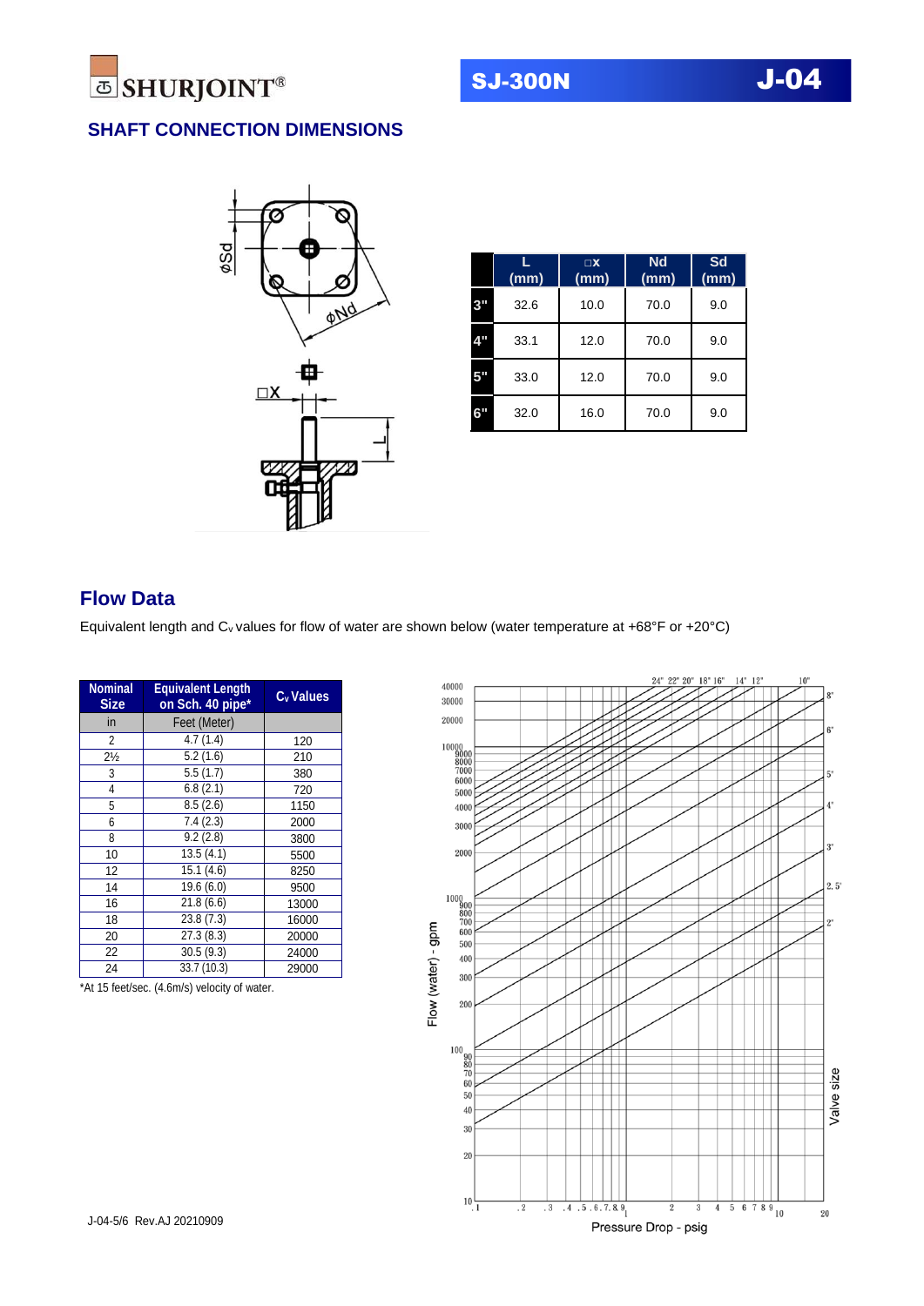SHURJOINT®

# SJ-300N J-04

## SHAFT CONNECTION DIMENSIONS

|  | L (mm) | □x (mm) | Nd (mm) | Sd (mm) |
|---|---|---|---|---|
| 3" | 32.6 | 10.0 | 70.0 | 9.0 |
| 4" | 33.1 | 12.0 | 70.0 | 9.0 |
| 5" | 33.0 | 12.0 | 70.0 | 9.0 |
| 6" | 32.0 | 16.0 | 70.0 | 9.0 |

## Flow Data

Equivalent length and $C_v$ values for flow of water are shown below (water temperature at +68°F or +20°C)

| Nominal Size | Equivalent Length on Sch. 40 pipe* | $C_v$ Values |
|---|---|---|
| in | Feet (Meter) | |
| 2 | 4.7 (1.4) | 120 |
| 2½ | 5.2 (1.6) | 210 |
| 3 | 5.5 (1.7) | 380 |
| 4 | 6.8 (2.1) | 720 |
| 5 | 8.5 (2.6) | 1150 |
| 6 | 7.4 (2.3) | 2000 |
| 8 | 9.2 (2.8) | 3800 |
| 10 | 13.5 (4.1) | 5500 |
| 12 | 15.1 (4.6) | 8250 |
| 14 | 19.6 (6.0) | 9500 |
| 16 | 21.8 (6.6) | 13000 |
| 18 | 23.8 (7.3) | 16000 |
| 20 | 27.3 (8.3) | 20000 |
| 22 | 30.5 (9.3) | 24000 |
| 24 | 33.7 (10.3) | 29000 |

*At 15 feet/sec. (4.6m/s) velocity of water.

J-04-5/6 Rev.AJ 20210909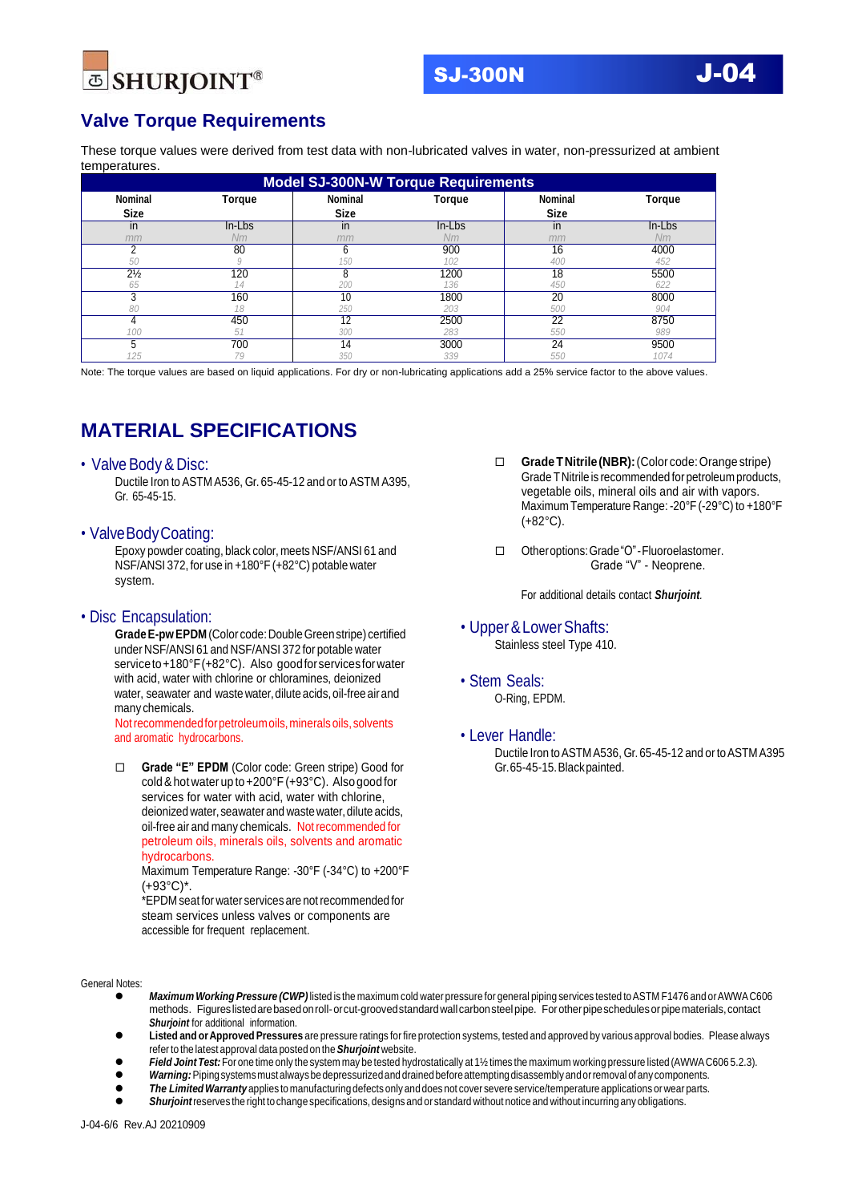## Valve Torque Requirements

These torque values were derived from test data with non-lubricated valves in water, non-pressurized at ambient temperatures.

**Model SJ-300N-W Torque Requirements**

| Nominal Size | Torque | Nominal Size | Torque | Nominal Size | Torque |
|---|---|---|---|---|---|
| in / mm | In-Lbs / Nm | in / mm | In-Lbs / Nm | in / mm | In-Lbs / Nm |
| 2 / 50 | 80 / 9 | 6 / 150 | 900 / 102 | 16 / 400 | 4000 / 452 |
| 2½ / 65 | 120 / 14 | 8 / 200 | 1200 / 136 | 18 / 450 | 5500 / 622 |
| 3 / 80 | 160 / 18 | 10 / 250 | 1800 / 203 | 20 / 500 | 8000 / 904 |
| 4 / 100 | 450 / 51 | 12 / 300 | 2500 / 283 | 22 / 550 | 8750 / 989 |
| 5 / 125 | 700 / 79 | 14 / 350 | 3000 / 339 | 24 / 550 | 9500 / 1074 |

Note: The torque values are based on liquid applications. For dry or non-lubricating applications add a 25% service factor to the above values.

## MATERIAL SPECIFICATIONS

- **Valve Body & Disc:**
  Ductile Iron to ASTM A536, Gr. 65-45-12 and or to ASTM A395, Gr. 65-45-15.

- **Valve Body Coating:**
  Epoxy powder coating, black color, meets NSF/ANSI 61 and NSF/ANSI 372, for use in +180°F (+82°C) potable water system.

- **Disc Encapsulation:**
  **Grade E-pw EPDM** (Color code: Double Green stripe) certified under NSF/ANSI 61 and NSF/ANSI 372 for potable water service to +180°F (+82°C). Also good for services for water with acid, water with chlorine or chloramines, deionized water, seawater and waste water, dilute acids, oil-free air and many chemicals.
  Not recommended for petroleum oils, minerals oils, solvents and aromatic hydrocarbons.

  ☐ **Grade "E" EPDM** (Color code: Green stripe) Good for cold & hot water up to +200°F (+93°C). Also good for services for water with acid, water with chlorine, deionized water, seawater and waste water, dilute acids, oil-free air and many chemicals. Not recommended for petroleum oils, minerals oils, solvents and aromatic hydrocarbons.
  Maximum Temperature Range: -30°F (-34°C) to +200°F (+93°C)*.
  *EPDM seat for water services are not recommended for steam services unless valves or components are accessible for frequent replacement.

  ☐ **Grade T Nitrile (NBR):** (Color code: Orange stripe) Grade T Nitrile is recommended for petroleum products, vegetable oils, mineral oils and air with vapors.
  Maximum Temperature Range: -20°F (-29°C) to +180°F (+82°C).

  ☐ Other options: Grade "O" - Fluoroelastomer.
  Grade "V" - Neoprene.

  For additional details contact ***Shurjoint***.

- **Upper & Lower Shafts:**
  Stainless steel Type 410.

- **Stem Seals:**
  O-Ring, EPDM.

- **Lever Handle:**
  Ductile Iron to ASTM A536, Gr. 65-45-12 and or to ASTM A395 Gr. 65-45-15. Black painted.

General Notes:

- ***Maximum Working Pressure (CWP)*** listed is the maximum cold water pressure for general piping services tested to ASTM F1476 and or AWWA C606 methods. Figures listed are based on roll- or cut-grooved standard wall carbon steel pipe. For other pipe schedules or pipe materials, contact ***Shurjoint*** for additional information.
- **Listed and or Approved Pressures** are pressure ratings for fire protection systems, tested and approved by various approval bodies. Please always refer to the latest approval data posted on the ***Shurjoint*** website.
- ***Field Joint Test:*** For one time only the system may be tested hydrostatically at 1½ times the maximum working pressure listed (AWWA C606 5.2.3).
- ***Warning:*** Piping systems must always be depressurized and drained before attempting disassembly and or removal of any components.
- ***The Limited Warranty*** applies to manufacturing defects only and does not cover severe service/temperature applications or wear parts.
- ***Shurjoint*** reserves the right to change specifications, designs and or standard without notice and without incurring any obligations.

J-04-6/6 Rev.AJ 20210909